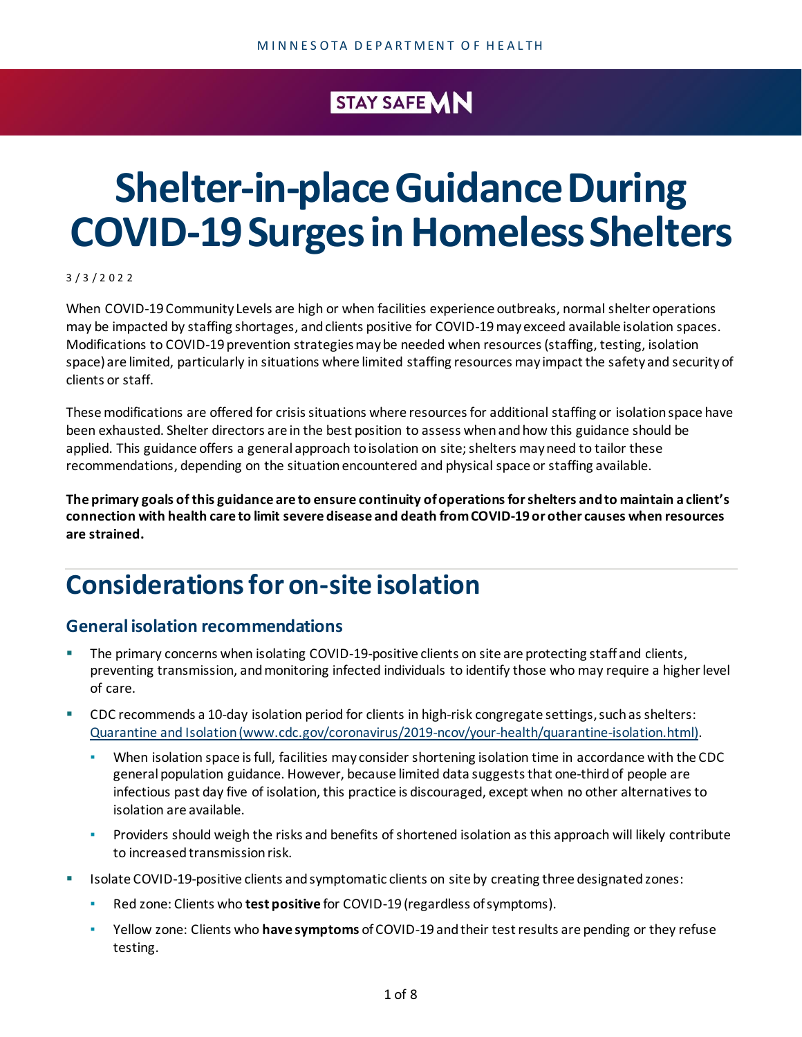MINNESOTA DEPARTMENT OF HEALTH

STAY SAFE MN

# Shelter-in-place Guidance During COVID-19 Surges in Homeless Shelters

3/3/2022

When COVID-19 Community Levels are high or when facilities experience outbreaks, normal shelter operations may be impacted by staffing shortages, and clients positive for COVID-19 may exceed available isolation spaces. Modifications to COVID-19 prevention strategies may be needed when resources (staffing, testing, isolation space) are limited, particularly in situations where limited staffing resources may impact the safety and security of clients or staff.

These modifications are offered for crisis situations where resources for additional staffing or isolation space have been exhausted. Shelter directors are in the best position to assess when and how this guidance should be applied. This guidance offers a general approach to isolation on site; shelters may need to tailor these recommendations, depending on the situation encountered and physical space or staffing available.

**The primary goals of this guidance are to ensure continuity of operations for shelters and to maintain a client's connection with health care to limit severe disease and death from COVID-19 or other causes when resources are strained.**

## Considerations for on-site isolation

### General isolation recommendations

- The primary concerns when isolating COVID-19-positive clients on site are protecting staff and clients, preventing transmission, and monitoring infected individuals to identify those who may require a higher level of care.
- CDC recommends a 10-day isolation period for clients in high-risk congregate settings, such as shelters: [Quarantine and Isolation (www.cdc.gov/coronavirus/2019-ncov/your-health/quarantine-isolation.html)](www.cdc.gov/coronavirus/2019-ncov/your-health/quarantine-isolation.html).
  - When isolation space is full, facilities may consider shortening isolation time in accordance with the CDC general population guidance. However, because limited data suggests that one-third of people are infectious past day five of isolation, this practice is discouraged, except when no other alternatives to isolation are available.
  - Providers should weigh the risks and benefits of shortened isolation as this approach will likely contribute to increased transmission risk.
- Isolate COVID-19-positive clients and symptomatic clients on site by creating three designated zones:
  - Red zone: Clients who **test positive** for COVID-19 (regardless of symptoms).
  - Yellow zone: Clients who **have symptoms** of COVID-19 and their test results are pending or they refuse testing.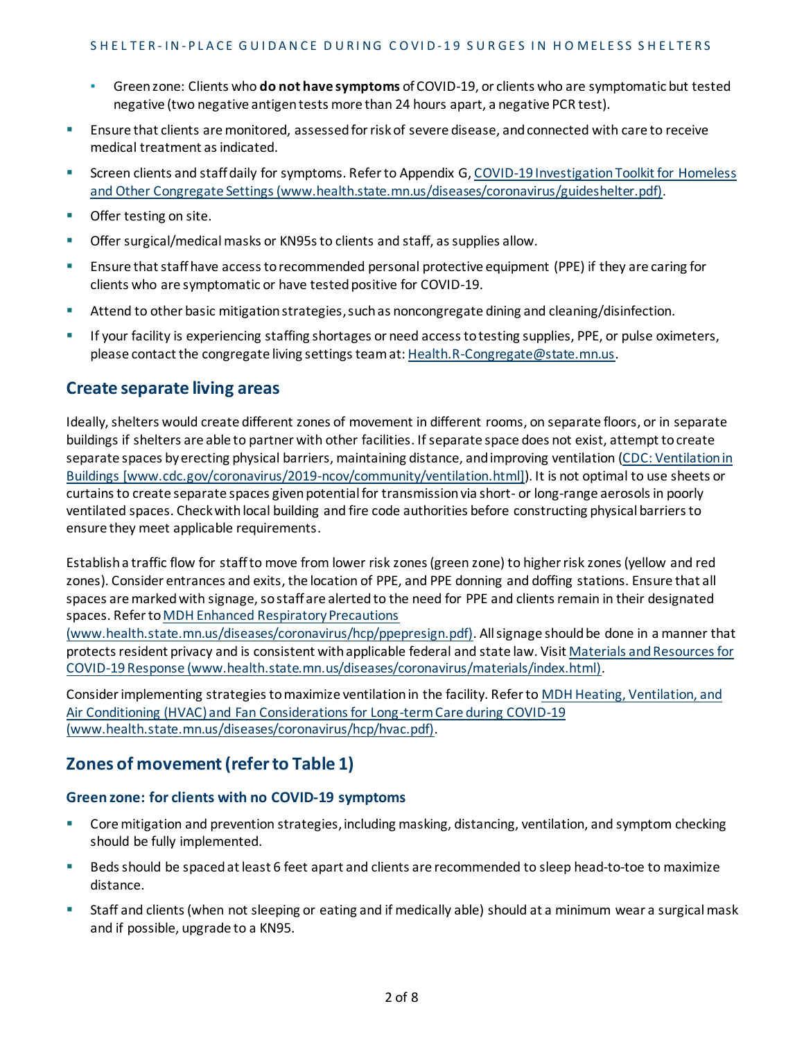- Green zone: Clients who **do not have symptoms** of COVID-19, or clients who are symptomatic but tested negative (two negative antigen tests more than 24 hours apart, a negative PCR test).

- Ensure that clients are monitored, assessed for risk of severe disease, and connected with care to receive medical treatment as indicated.
- Screen clients and staff daily for symptoms. Refer to Appendix G, [COVID-19 Investigation Toolkit for Homeless and Other Congregate Settings (www.health.state.mn.us/diseases/coronavirus/guideshelter.pdf)](www.health.state.mn.us/diseases/coronavirus/guideshelter.pdf).
- Offer testing on site.
- Offer surgical/medical masks or KN95s to clients and staff, as supplies allow.
- Ensure that staff have access to recommended personal protective equipment (PPE) if they are caring for clients who are symptomatic or have tested positive for COVID-19.
- Attend to other basic mitigation strategies, such as noncongregate dining and cleaning/disinfection.
- If your facility is experiencing staffing shortages or need access to testing supplies, PPE, or pulse oximeters, please contact the congregate living settings team at: Health.R-Congregate@state.mn.us.

## Create separate living areas

Ideally, shelters would create different zones of movement in different rooms, on separate floors, or in separate buildings if shelters are able to partner with other facilities. If separate space does not exist, attempt to create separate spaces by erecting physical barriers, maintaining distance, and improving ventilation (CDC: Ventilation in Buildings [www.cdc.gov/coronavirus/2019-ncov/community/ventilation.html]). It is not optimal to use sheets or curtains to create separate spaces given potential for transmission via short- or long-range aerosols in poorly ventilated spaces. Check with local building and fire code authorities before constructing physical barriers to ensure they meet applicable requirements.

Establish a traffic flow for staff to move from lower risk zones (green zone) to higher risk zones (yellow and red zones). Consider entrances and exits, the location of PPE, and PPE donning and doffing stations. Ensure that all spaces are marked with signage, so staff are alerted to the need for PPE and clients remain in their designated spaces. Refer to MDH Enhanced Respiratory Precautions (www.health.state.mn.us/diseases/coronavirus/hcp/ppepresign.pdf). All signage should be done in a manner that protects resident privacy and is consistent with applicable federal and state law. Visit Materials and Resources for COVID-19 Response (www.health.state.mn.us/diseases/coronavirus/materials/index.html).

Consider implementing strategies to maximize ventilation in the facility. Refer to MDH Heating, Ventilation, and Air Conditioning (HVAC) and Fan Considerations for Long-term Care during COVID-19 (www.health.state.mn.us/diseases/coronavirus/hcp/hvac.pdf).

## Zones of movement (refer to Table 1)

### Green zone: for clients with no COVID-19 symptoms

- Core mitigation and prevention strategies, including masking, distancing, ventilation, and symptom checking should be fully implemented.
- Beds should be spaced at least 6 feet apart and clients are recommended to sleep head-to-toe to maximize distance.
- Staff and clients (when not sleeping or eating and if medically able) should at a minimum wear a surgical mask and if possible, upgrade to a KN95.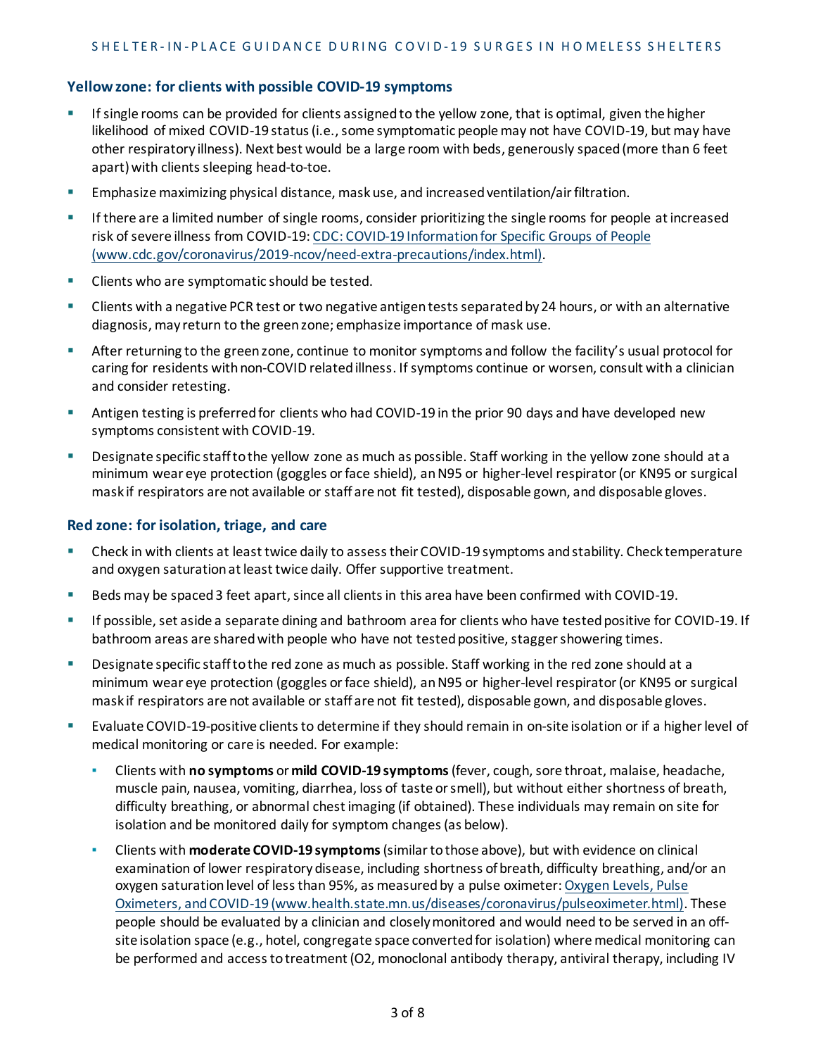### Yellow zone: for clients with possible COVID-19 symptoms

- If single rooms can be provided for clients assigned to the yellow zone, that is optimal, given the higher likelihood of mixed COVID-19 status (i.e., some symptomatic people may not have COVID-19, but may have other respiratory illness). Next best would be a large room with beds, generously spaced (more than 6 feet apart) with clients sleeping head-to-toe.
- Emphasize maximizing physical distance, mask use, and increased ventilation/air filtration.
- If there are a limited number of single rooms, consider prioritizing the single rooms for people at increased risk of severe illness from COVID-19: [CDC: COVID-19 Information for Specific Groups of People (www.cdc.gov/coronavirus/2019-ncov/need-extra-precautions/index.html)](www.cdc.gov/coronavirus/2019-ncov/need-extra-precautions/index.html).
- Clients who are symptomatic should be tested.
- Clients with a negative PCR test or two negative antigen tests separated by 24 hours, or with an alternative diagnosis, may return to the green zone; emphasize importance of mask use.
- After returning to the green zone, continue to monitor symptoms and follow the facility's usual protocol for caring for residents with non-COVID related illness. If symptoms continue or worsen, consult with a clinician and consider retesting.
- Antigen testing is preferred for clients who had COVID-19 in the prior 90 days and have developed new symptoms consistent with COVID-19.
- Designate specific staff to the yellow zone as much as possible. Staff working in the yellow zone should at a minimum wear eye protection (goggles or face shield), an N95 or higher-level respirator (or KN95 or surgical mask if respirators are not available or staff are not fit tested), disposable gown, and disposable gloves.

### Red zone: for isolation, triage, and care

- Check in with clients at least twice daily to assess their COVID-19 symptoms and stability. Check temperature and oxygen saturation at least twice daily. Offer supportive treatment.
- Beds may be spaced 3 feet apart, since all clients in this area have been confirmed with COVID-19.
- If possible, set aside a separate dining and bathroom area for clients who have tested positive for COVID-19. If bathroom areas are shared with people who have not tested positive, stagger showering times.
- Designate specific staff to the red zone as much as possible. Staff working in the red zone should at a minimum wear eye protection (goggles or face shield), an N95 or higher-level respirator (or KN95 or surgical mask if respirators are not available or staff are not fit tested), disposable gown, and disposable gloves.
- Evaluate COVID-19-positive clients to determine if they should remain in on-site isolation or if a higher level of medical monitoring or care is needed. For example:
  - Clients with **no symptoms** or **mild COVID-19 symptoms** (fever, cough, sore throat, malaise, headache, muscle pain, nausea, vomiting, diarrhea, loss of taste or smell), but without either shortness of breath, difficulty breathing, or abnormal chest imaging (if obtained). These individuals may remain on site for isolation and be monitored daily for symptom changes (as below).
  - Clients with **moderate COVID-19 symptoms** (similar to those above), but with evidence on clinical examination of lower respiratory disease, including shortness of breath, difficulty breathing, and/or an oxygen saturation level of less than 95%, as measured by a pulse oximeter: [Oxygen Levels, Pulse Oximeters, and COVID-19 (www.health.state.mn.us/diseases/coronavirus/pulseoximeter.html)](www.health.state.mn.us/diseases/coronavirus/pulseoximeter.html). These people should be evaluated by a clinician and closely monitored and would need to be served in an off-site isolation space (e.g., hotel, congregate space converted for isolation) where medical monitoring can be performed and access to treatment (O2, monoclonal antibody therapy, antiviral therapy, including IV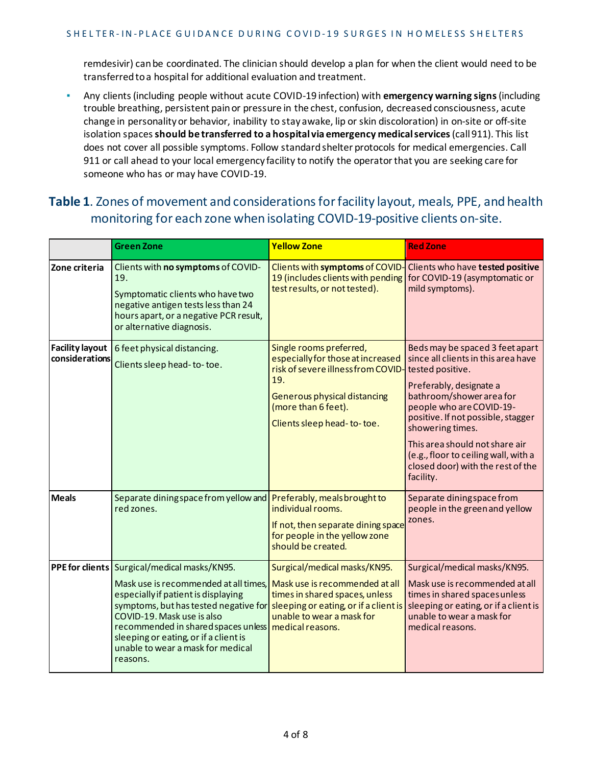remdesivir) can be coordinated. The clinician should develop a plan for when the client would need to be transferred to a hospital for additional evaluation and treatment.

- Any clients (including people without acute COVID-19 infection) with **emergency warning signs** (including trouble breathing, persistent pain or pressure in the chest, confusion, decreased consciousness, acute change in personality or behavior, inability to stay awake, lip or skin discoloration) in on-site or off-site isolation spaces **should be transferred to a hospital via emergency medical services** (call 911). This list does not cover all possible symptoms. Follow standard shelter protocols for medical emergencies. Call 911 or call ahead to your local emergency facility to notify the operator that you are seeking care for someone who has or may have COVID-19.

## **Table 1**. Zones of movement and considerations for facility layout, meals, PPE, and health monitoring for each zone when isolating COVID-19-positive clients on-site.

| | **Green Zone** | **Yellow Zone** | **Red Zone** |
|---|---|---|---|
| **Zone criteria** | Clients with **no symptoms** of COVID-19.<br><br>Symptomatic clients who have two negative antigen tests less than 24 hours apart, or a negative PCR result, or alternative diagnosis. | Clients with **symptoms** of COVID-19 (includes clients with pending test results, or not tested). | Clients who have **tested positive** for COVID-19 (asymptomatic or mild symptoms). |
| **Facility layout considerations** | 6 feet physical distancing.<br><br>Clients sleep head-to-toe. | Single rooms preferred, especially for those at increased risk of severe illness from COVID-19.<br><br>Generous physical distancing (more than 6 feet).<br><br>Clients sleep head-to-toe. | Beds may be spaced 3 feet apart since all clients in this area have tested positive.<br><br>Preferably, designate a bathroom/shower area for people who are COVID-19-positive. If not possible, stagger showering times.<br><br>This area should not share air (e.g., floor to ceiling wall, with a closed door) with the rest of the facility. |
| **Meals** | Separate dining space from yellow and red zones. | Preferably, meals brought to individual rooms.<br><br>If not, then separate dining space for people in the yellow zone should be created. | Separate dining space from people in the green and yellow zones. |
| **PPE for clients** | Surgical/medical masks/KN95.<br><br>Mask use is recommended at all times, especially if patient is displaying symptoms, but has tested negative for COVID-19. Mask use is also recommended in shared spaces unless sleeping or eating, or if a client is unable to wear a mask for medical reasons. | Surgical/medical masks/KN95.<br><br>Mask use is recommended at all times in shared spaces, unless sleeping or eating, or if a client is unable to wear a mask for medical reasons. | Surgical/medical masks/KN95.<br><br>Mask use is recommended at all times in shared spaces unless sleeping or eating, or if a client is unable to wear a mask for medical reasons. |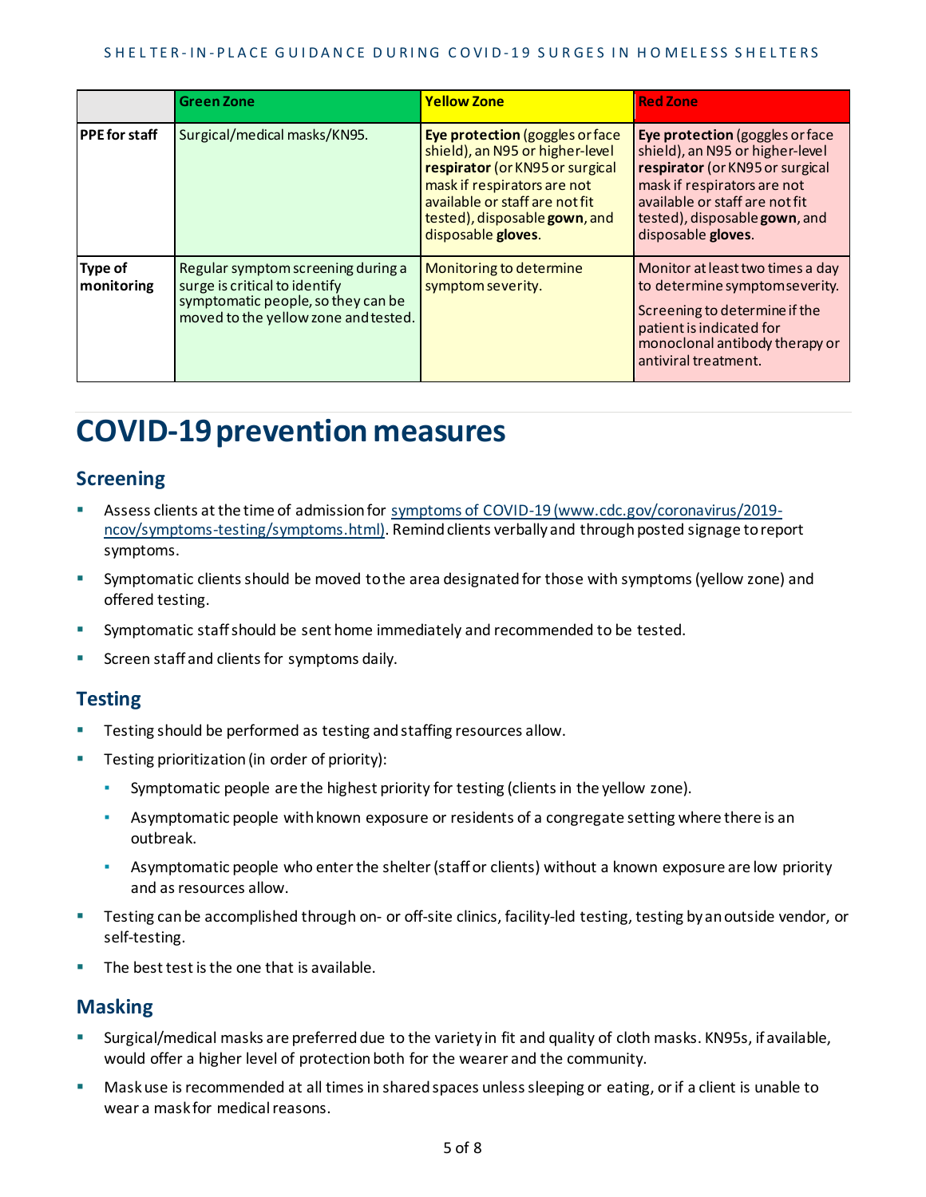| | Green Zone | Yellow Zone | Red Zone |
|---|---|---|---|
| **PPE for staff** | Surgical/medical masks/KN95. | **Eye protection** (goggles or face shield), an N95 or higher-level **respirator** (or KN95 or surgical mask if respirators are not available or staff are not fit tested), disposable **gown**, and disposable **gloves**. | **Eye protection** (goggles or face shield), an N95 or higher-level **respirator** (or KN95 or surgical mask if respirators are not available or staff are not fit tested), disposable **gown**, and disposable **gloves**. |
| **Type of monitoring** | Regular symptom screening during a surge is critical to identify symptomatic people, so they can be moved to the yellow zone and tested. | Monitoring to determine symptom severity. | Monitor at least two times a day to determine symptom severity. Screening to determine if the patient is indicated for monoclonal antibody therapy or antiviral treatment. |

# COVID-19 prevention measures

## Screening

- Assess clients at the time of admission for [symptoms of COVID-19 (www.cdc.gov/coronavirus/2019-ncov/symptoms-testing/symptoms.html)](www.cdc.gov/coronavirus/2019-ncov/symptoms-testing/symptoms.html). Remind clients verbally and through posted signage to report symptoms.
- Symptomatic clients should be moved to the area designated for those with symptoms (yellow zone) and offered testing.
- Symptomatic staff should be sent home immediately and recommended to be tested.
- Screen staff and clients for symptoms daily.

## Testing

- Testing should be performed as testing and staffing resources allow.
- Testing prioritization (in order of priority):
  - Symptomatic people are the highest priority for testing (clients in the yellow zone).
  - Asymptomatic people with known exposure or residents of a congregate setting where there is an outbreak.
  - Asymptomatic people who enter the shelter (staff or clients) without a known exposure are low priority and as resources allow.
- Testing can be accomplished through on- or off-site clinics, facility-led testing, testing by an outside vendor, or self-testing.
- The best test is the one that is available.

## Masking

- Surgical/medical masks are preferred due to the variety in fit and quality of cloth masks. KN95s, if available, would offer a higher level of protection both for the wearer and the community.
- Mask use is recommended at all times in shared spaces unless sleeping or eating, or if a client is unable to wear a mask for medical reasons.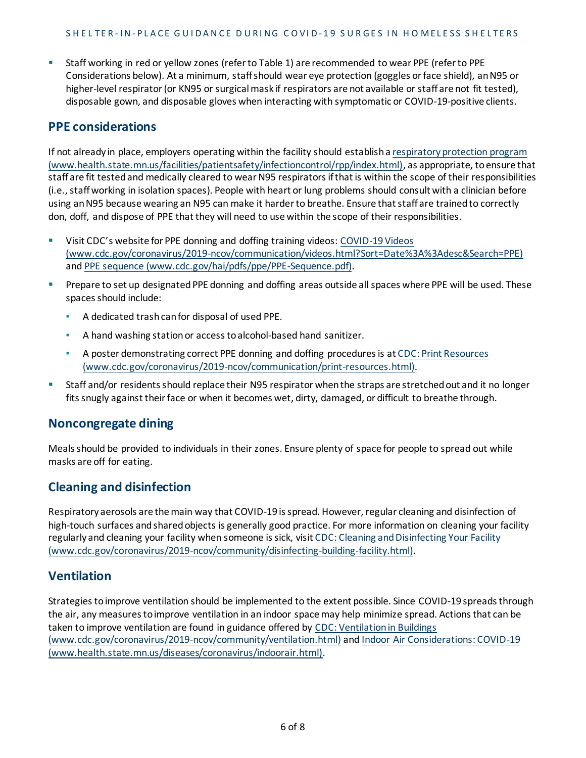- Staff working in red or yellow zones (refer to Table 1) are recommended to wear PPE (refer to PPE Considerations below). At a minimum, staff should wear eye protection (goggles or face shield), an N95 or higher-level respirator (or KN95 or surgical mask if respirators are not available or staff are not fit tested), disposable gown, and disposable gloves when interacting with symptomatic or COVID-19-positive clients.

## PPE considerations

If not already in place, employers operating within the facility should establish a [respiratory protection program (www.health.state.mn.us/facilities/patientsafety/infectioncontrol/rpp/index.html)](www.health.state.mn.us/facilities/patientsafety/infectioncontrol/rpp/index.html), as appropriate, to ensure that staff are fit tested and medically cleared to wear N95 respirators if that is within the scope of their responsibilities (i.e., staff working in isolation spaces). People with heart or lung problems should consult with a clinician before using an N95 because wearing an N95 can make it harder to breathe. Ensure that staff are trained to correctly don, doff, and dispose of PPE that they will need to use within the scope of their responsibilities.

- Visit CDC's website for PPE donning and doffing training videos: [COVID-19 Videos (www.cdc.gov/coronavirus/2019-ncov/communication/videos.html?Sort=Date%3A%3Adesc&Search=PPE)](www.cdc.gov/coronavirus/2019-ncov/communication/videos.html?Sort=Date%3A%3Adesc&Search=PPE) and [PPE sequence (www.cdc.gov/hai/pdfs/ppe/PPE-Sequence.pdf)](www.cdc.gov/hai/pdfs/ppe/PPE-Sequence.pdf).
- Prepare to set up designated PPE donning and doffing areas outside all spaces where PPE will be used. These spaces should include:
  - A dedicated trash can for disposal of used PPE.
  - A hand washing station or access to alcohol-based hand sanitizer.
  - A poster demonstrating correct PPE donning and doffing procedures is at [CDC: Print Resources (www.cdc.gov/coronavirus/2019-ncov/communication/print-resources.html)](www.cdc.gov/coronavirus/2019-ncov/communication/print-resources.html).
- Staff and/or residents should replace their N95 respirator when the straps are stretched out and it no longer fits snugly against their face or when it becomes wet, dirty, damaged, or difficult to breathe through.

## Noncongregate dining

Meals should be provided to individuals in their zones. Ensure plenty of space for people to spread out while masks are off for eating.

## Cleaning and disinfection

Respiratory aerosols are the main way that COVID-19 is spread. However, regular cleaning and disinfection of high-touch surfaces and shared objects is generally good practice. For more information on cleaning your facility regularly and cleaning your facility when someone is sick, visit [CDC: Cleaning and Disinfecting Your Facility (www.cdc.gov/coronavirus/2019-ncov/community/disinfecting-building-facility.html)](www.cdc.gov/coronavirus/2019-ncov/community/disinfecting-building-facility.html).

## Ventilation

Strategies to improve ventilation should be implemented to the extent possible. Since COVID-19 spreads through the air, any measures to improve ventilation in an indoor space may help minimize spread. Actions that can be taken to improve ventilation are found in guidance offered by [CDC: Ventilation in Buildings (www.cdc.gov/coronavirus/2019-ncov/community/ventilation.html)](www.cdc.gov/coronavirus/2019-ncov/community/ventilation.html) and [Indoor Air Considerations: COVID-19 (www.health.state.mn.us/diseases/coronavirus/indoorair.html)](www.health.state.mn.us/diseases/coronavirus/indoorair.html).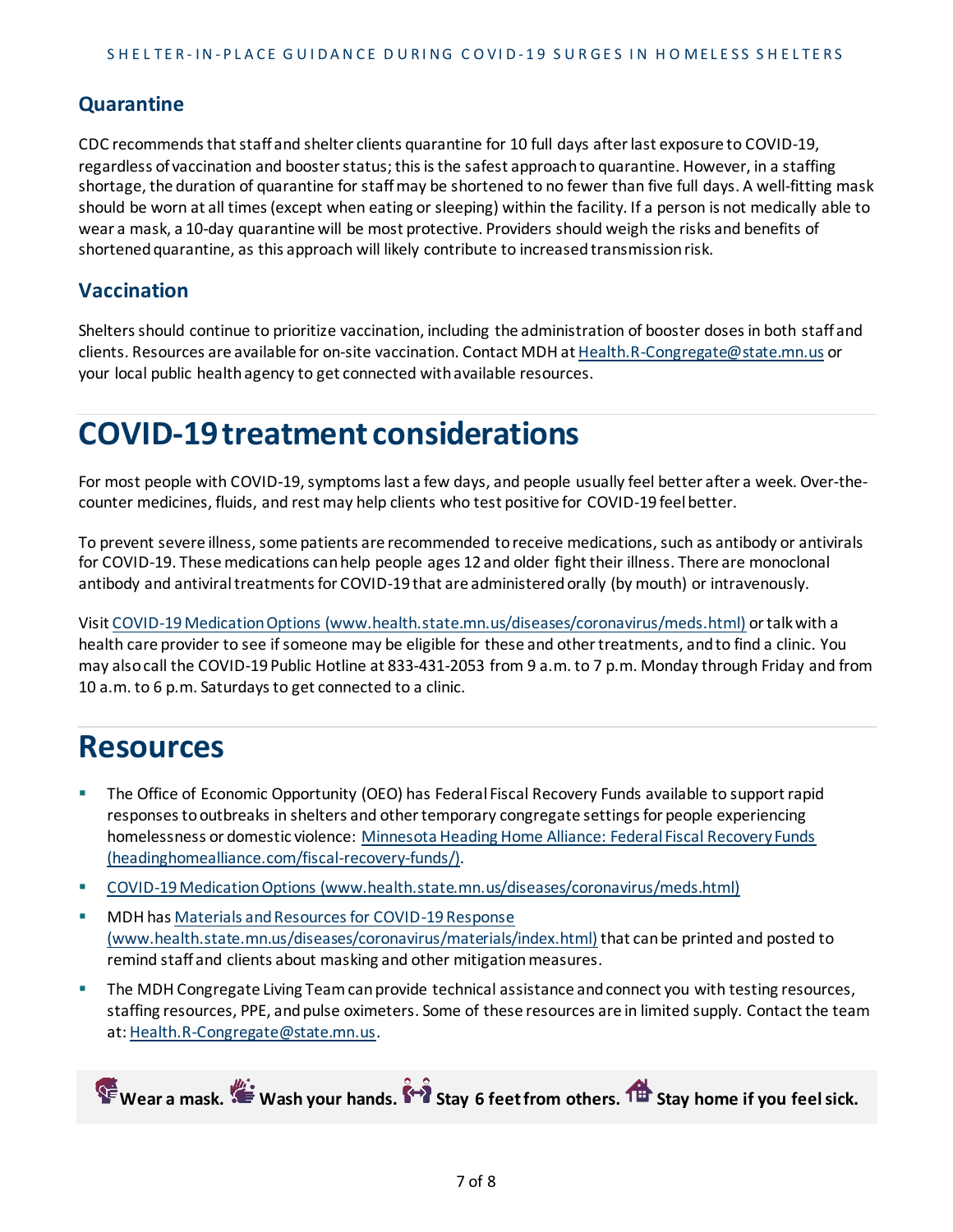## Quarantine

CDC recommends that staff and shelter clients quarantine for 10 full days after last exposure to COVID-19, regardless of vaccination and booster status; this is the safest approach to quarantine. However, in a staffing shortage, the duration of quarantine for staff may be shortened to no fewer than five full days. A well-fitting mask should be worn at all times (except when eating or sleeping) within the facility. If a person is not medically able to wear a mask, a 10-day quarantine will be most protective. Providers should weigh the risks and benefits of shortened quarantine, as this approach will likely contribute to increased transmission risk.

## Vaccination

Shelters should continue to prioritize vaccination, including the administration of booster doses in both staff and clients. Resources are available for on-site vaccination. Contact MDH at Health.R-Congregate@state.mn.us or your local public health agency to get connected with available resources.

# COVID-19 treatment considerations

For most people with COVID-19, symptoms last a few days, and people usually feel better after a week. Over-the-counter medicines, fluids, and rest may help clients who test positive for COVID-19 feel better.

To prevent severe illness, some patients are recommended to receive medications, such as antibody or antivirals for COVID-19. These medications can help people ages 12 and older fight their illness. There are monoclonal antibody and antiviral treatments for COVID-19 that are administered orally (by mouth) or intravenously.

Visit COVID-19 Medication Options (www.health.state.mn.us/diseases/coronavirus/meds.html) or talk with a health care provider to see if someone may be eligible for these and other treatments, and to find a clinic. You may also call the COVID-19 Public Hotline at 833-431-2053 from 9 a.m. to 7 p.m. Monday through Friday and from 10 a.m. to 6 p.m. Saturdays to get connected to a clinic.

# Resources

- The Office of Economic Opportunity (OEO) has Federal Fiscal Recovery Funds available to support rapid responses to outbreaks in shelters and other temporary congregate settings for people experiencing homelessness or domestic violence: Minnesota Heading Home Alliance: Federal Fiscal Recovery Funds (headinghomealliance.com/fiscal-recovery-funds/).
- COVID-19 Medication Options (www.health.state.mn.us/diseases/coronavirus/meds.html)
- MDH has Materials and Resources for COVID-19 Response (www.health.state.mn.us/diseases/coronavirus/materials/index.html) that can be printed and posted to remind staff and clients about masking and other mitigation measures.
- The MDH Congregate Living Team can provide technical assistance and connect you with testing resources, staffing resources, PPE, and pulse oximeters. Some of these resources are in limited supply. Contact the team at: Health.R-Congregate@state.mn.us.

**Wear a mask. Wash your hands. Stay 6 feet from others. Stay home if you feel sick.**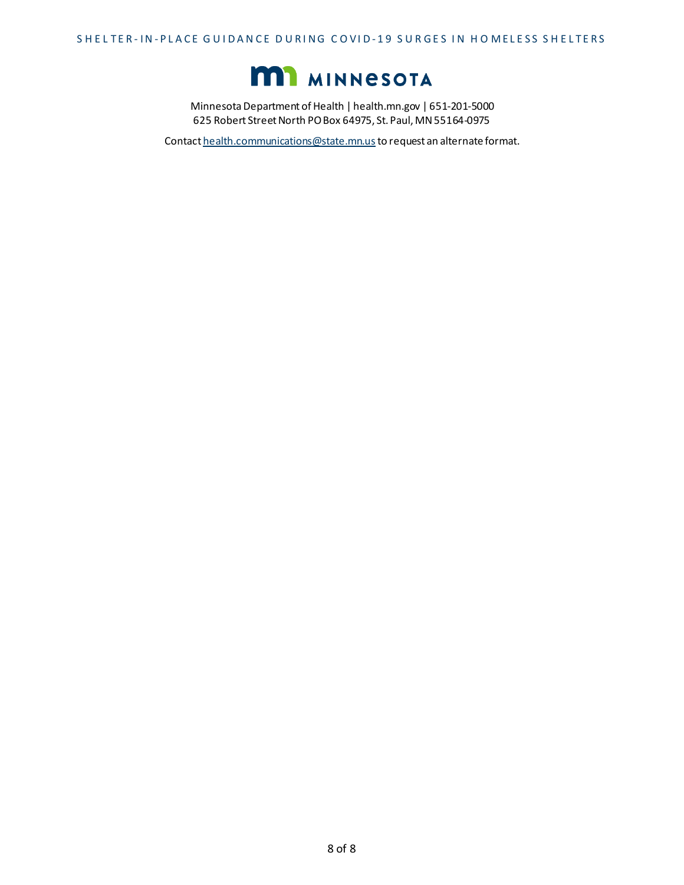MINNESOTA

Minnesota Department of Health | health.mn.gov | 651-201-5000
625 Robert Street North PO Box 64975, St. Paul, MN 55164-0975

Contact health.communications@state.mn.us to request an alternate format.